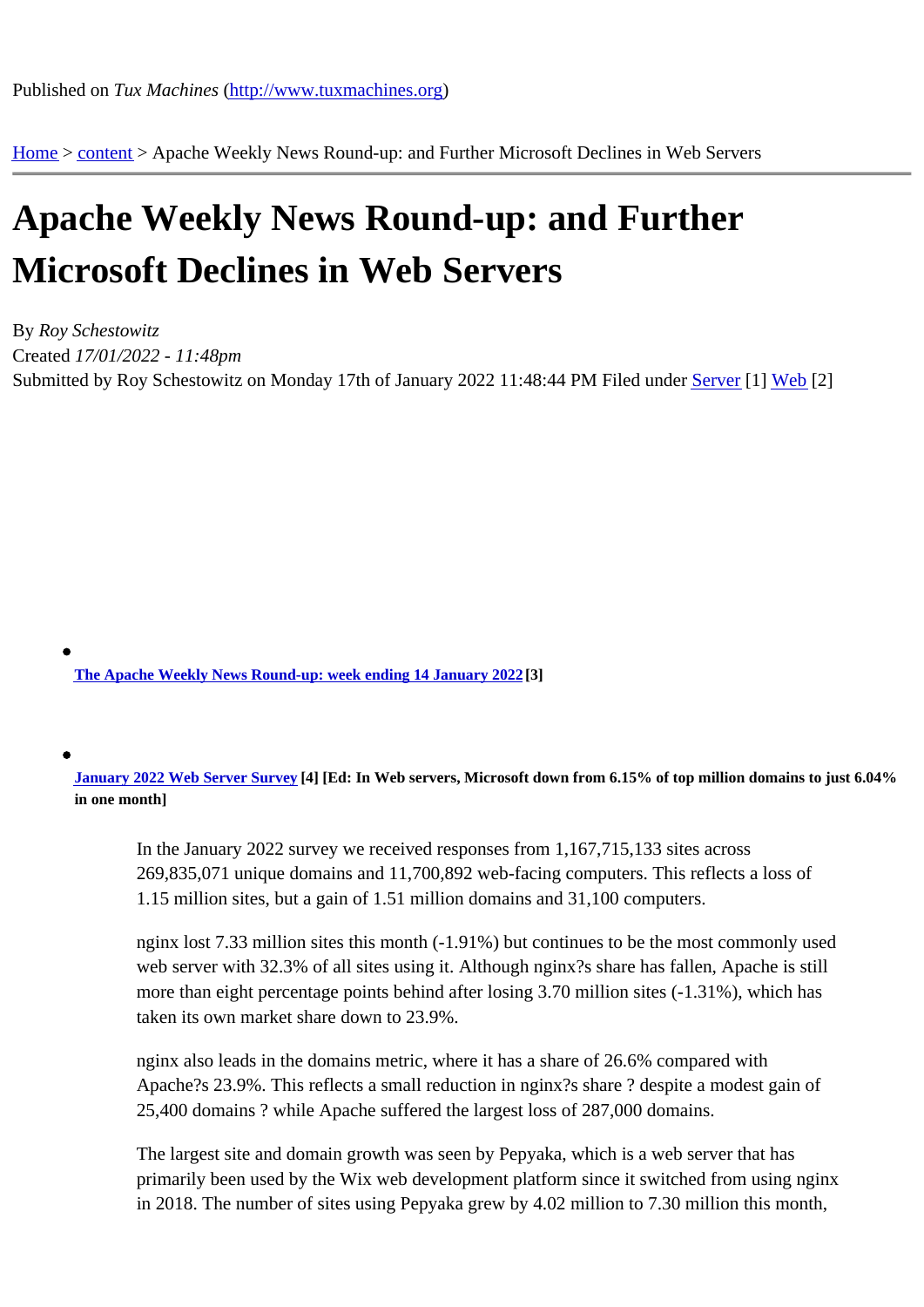Published on *Tux Machines* (http://www.tuxmachines.org)

Home > content > Apache Weekly News Round-up: and Further Microsoft Declines in Web Servers

# Apache Weekly News Round-up: and Further Microsoft Declines in Web Servers

By *Roy Schestowitz*
Created *17/01/2022 - 11:48pm*
Submitted by Roy Schestowitz on Monday 17th of January 2022 11:48:44 PM Filed under Server [1] Web [2]

- **The Apache Weekly News Round-up: week ending 14 January 2022 [3]**

- **January 2022 Web Server Survey [4] [Ed: In Web servers, Microsoft down from 6.15% of top million domains to just 6.04% in one month]**

> In the January 2022 survey we received responses from 1,167,715,133 sites across 269,835,071 unique domains and 11,700,892 web-facing computers. This reflects a loss of 1.15 million sites, but a gain of 1.51 million domains and 31,100 computers.
>
> nginx lost 7.33 million sites this month (-1.91%) but continues to be the most commonly used web server with 32.3% of all sites using it. Although nginx?s share has fallen, Apache is still more than eight percentage points behind after losing 3.70 million sites (-1.31%), which has taken its own market share down to 23.9%.
>
> nginx also leads in the domains metric, where it has a share of 26.6% compared with Apache?s 23.9%. This reflects a small reduction in nginx?s share ? despite a modest gain of 25,400 domains ? while Apache suffered the largest loss of 287,000 domains.
>
> The largest site and domain growth was seen by Pepyaka, which is a web server that has primarily been used by the Wix web development platform since it switched from using nginx in 2018. The number of sites using Pepyaka grew by 4.02 million to 7.30 million this month,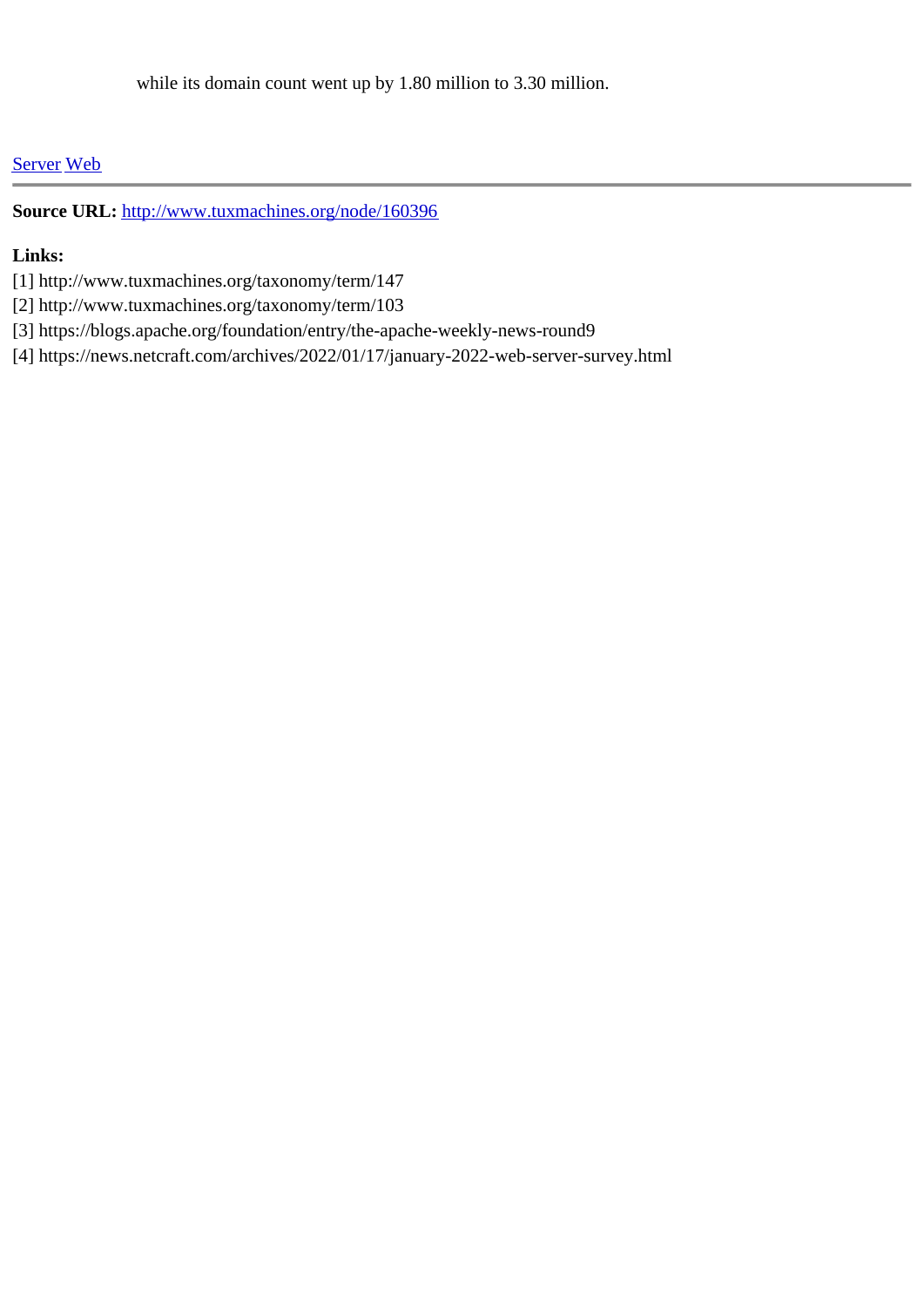while its domain count went up by 1.80 million to 3.30 million.

[Server](http://www.tuxmachines.org/taxonomy/term/147) [Web](http://www.tuxmachines.org/taxonomy/term/103)

---

**Source URL:** [http://www.tuxmachines.org/node/160396](http://www.tuxmachines.org/node/160396)

**Links:**
[1] http://www.tuxmachines.org/taxonomy/term/147
[2] http://www.tuxmachines.org/taxonomy/term/103
[3] https://blogs.apache.org/foundation/entry/the-apache-weekly-news-round9
[4] https://news.netcraft.com/archives/2022/01/17/january-2022-web-server-survey.html